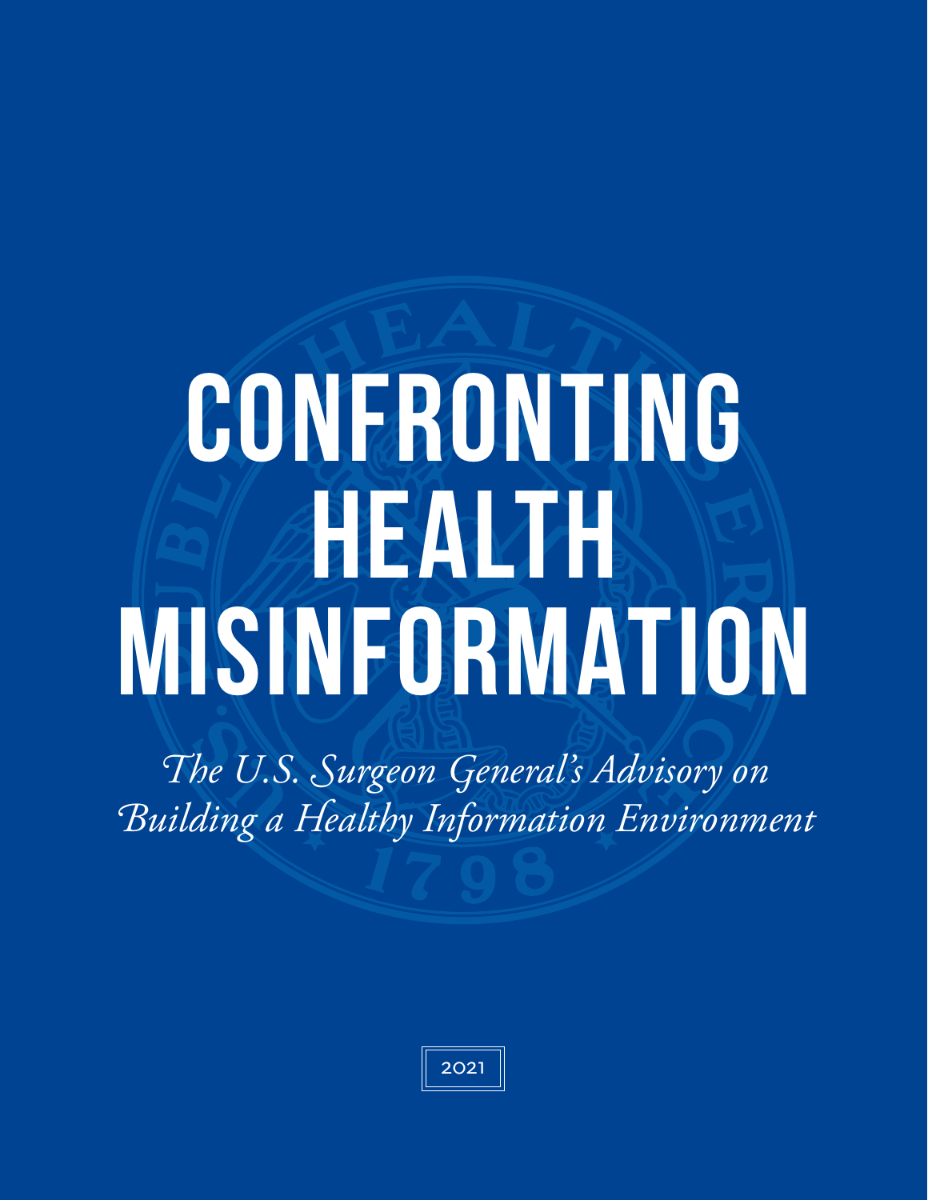# CONFRONTING HEALTH MISINFORMATION

*The U.S. Surgeon General's Advisory on Building a Healthy Information Environment*

2021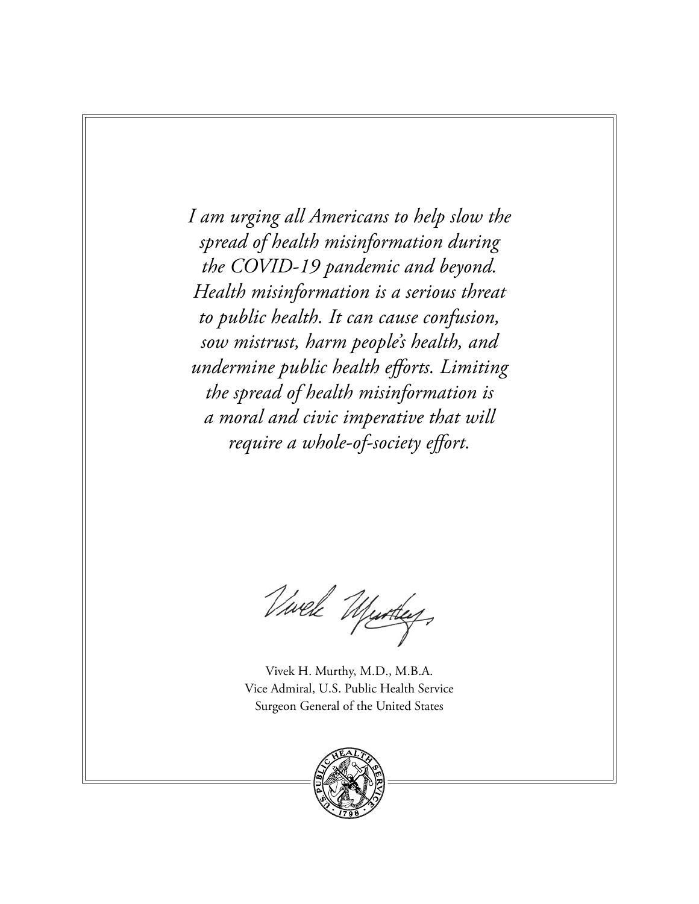*I am urging all Americans to help slow the spread of health misinformation during the COVID-19 pandemic and beyond. Health misinformation is a serious threat to public health. It can cause confusion, sow mistrust, harm people's health, and undermine public health efforts. Limiting the spread of health misinformation is a moral and civic imperative that will require a whole-of-society effort.*

Vivek H. Murthy, M.D., M.B.A.  
Vice Admiral, U.S. Public Health Service  
Surgeon General of the United States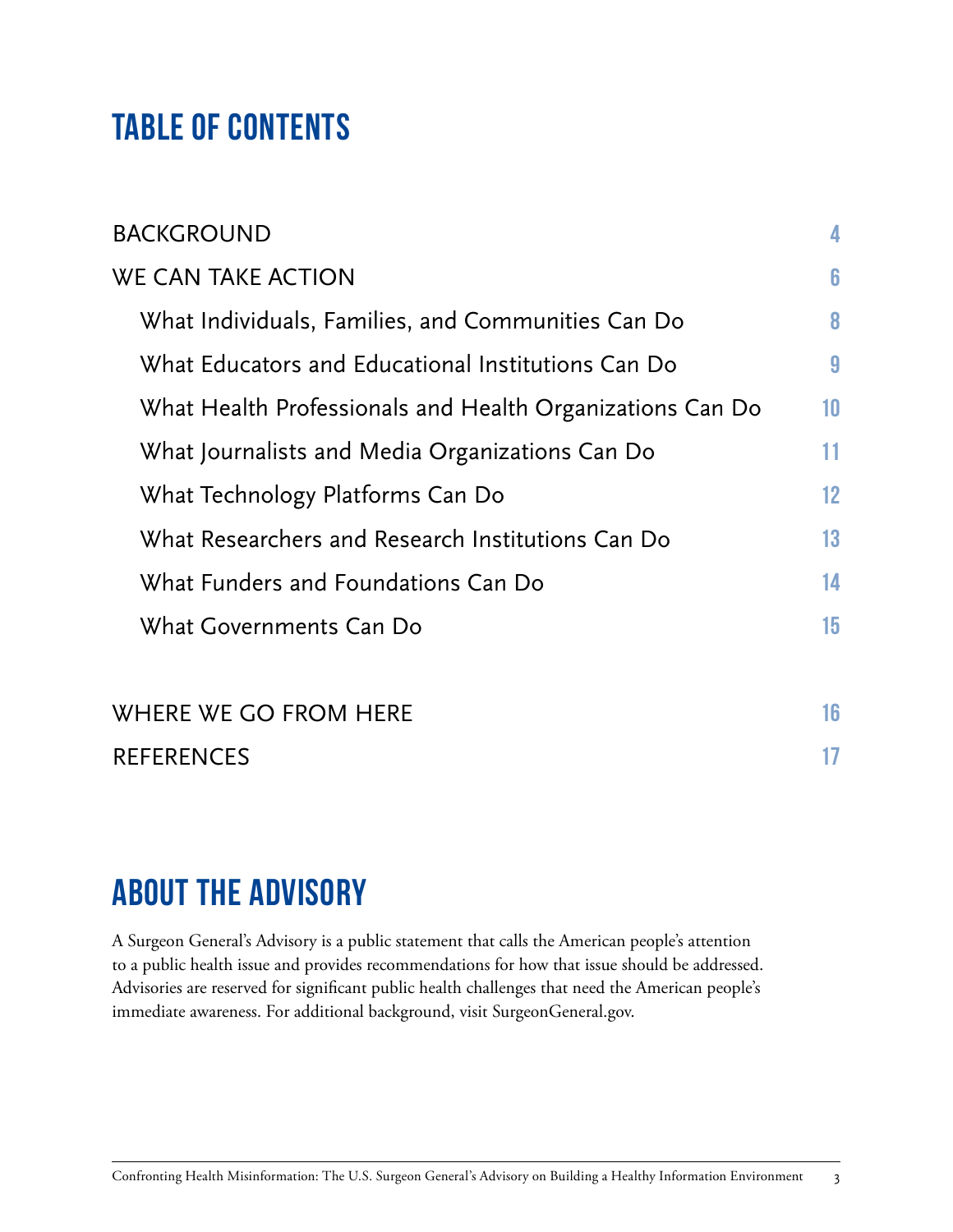# TABLE OF CONTENTS

| | |
|---|---|
| BACKGROUND | 4 |
| WE CAN TAKE ACTION | 6 |
| What Individuals, Families, and Communities Can Do | 8 |
| What Educators and Educational Institutions Can Do | 9 |
| What Health Professionals and Health Organizations Can Do | 10 |
| What Journalists and Media Organizations Can Do | 11 |
| What Technology Platforms Can Do | 12 |
| What Researchers and Research Institutions Can Do | 13 |
| What Funders and Foundations Can Do | 14 |
| What Governments Can Do | 15 |
| WHERE WE GO FROM HERE | 16 |
| REFERENCES | 17 |

# ABOUT THE ADVISORY

A Surgeon General's Advisory is a public statement that calls the American people's attention to a public health issue and provides recommendations for how that issue should be addressed. Advisories are reserved for significant public health challenges that need the American people's immediate awareness. For additional background, visit SurgeonGeneral.gov.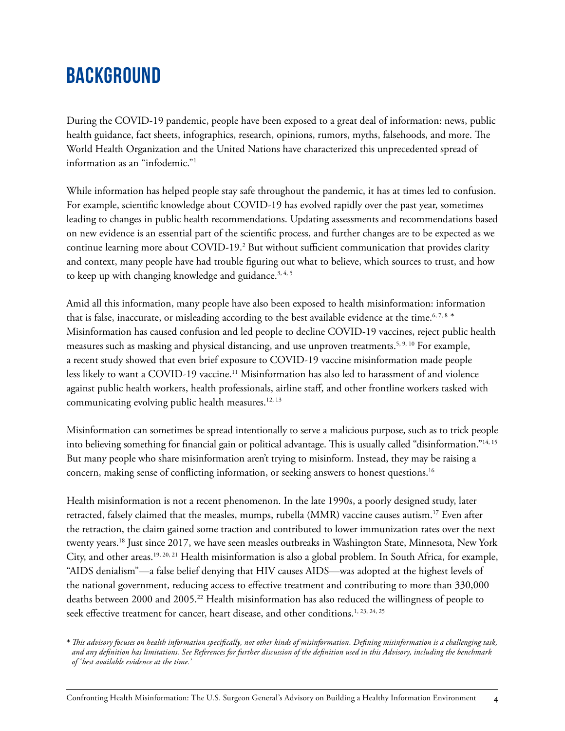# BACKGROUND

During the COVID-19 pandemic, people have been exposed to a great deal of information: news, public health guidance, fact sheets, infographics, research, opinions, rumors, myths, falsehoods, and more. The World Health Organization and the United Nations have characterized this unprecedented spread of information as an "infodemic."[1]

While information has helped people stay safe throughout the pandemic, it has at times led to confusion. For example, scientific knowledge about COVID-19 has evolved rapidly over the past year, sometimes leading to changes in public health recommendations. Updating assessments and recommendations based on new evidence is an essential part of the scientific process, and further changes are to be expected as we continue learning more about COVID-19.[2] But without sufficient communication that provides clarity and context, many people have had trouble figuring out what to believe, which sources to trust, and how to keep up with changing knowledge and guidance.[3, 4, 5]

Amid all this information, many people have also been exposed to health misinformation: information that is false, inaccurate, or misleading according to the best available evidence at the time.[6, 7, 8] * Misinformation has caused confusion and led people to decline COVID-19 vaccines, reject public health measures such as masking and physical distancing, and use unproven treatments.[5, 9, 10] For example, a recent study showed that even brief exposure to COVID-19 vaccine misinformation made people less likely to want a COVID-19 vaccine.[11] Misinformation has also led to harassment of and violence against public health workers, health professionals, airline staff, and other frontline workers tasked with communicating evolving public health measures.[12, 13]

Misinformation can sometimes be spread intentionally to serve a malicious purpose, such as to trick people into believing something for financial gain or political advantage. This is usually called "disinformation."[14, 15] But many people who share misinformation aren't trying to misinform. Instead, they may be raising a concern, making sense of conflicting information, or seeking answers to honest questions.[16]

Health misinformation is not a recent phenomenon. In the late 1990s, a poorly designed study, later retracted, falsely claimed that the measles, mumps, rubella (MMR) vaccine causes autism.[17] Even after the retraction, the claim gained some traction and contributed to lower immunization rates over the next twenty years.[18] Just since 2017, we have seen measles outbreaks in Washington State, Minnesota, New York City, and other areas.[19, 20, 21] Health misinformation is also a global problem. In South Africa, for example, "AIDS denialism"—a false belief denying that HIV causes AIDS—was adopted at the highest levels of the national government, reducing access to effective treatment and contributing to more than 330,000 deaths between 2000 and 2005.[22] Health misinformation has also reduced the willingness of people to seek effective treatment for cancer, heart disease, and other conditions.[1, 23, 24, 25]

\* *This advisory focuses on health information specifically, not other kinds of misinformation. Defining misinformation is a challenging task, and any definition has limitations. See References for further discussion of the definition used in this Advisory, including the benchmark of 'best available evidence at the time.'*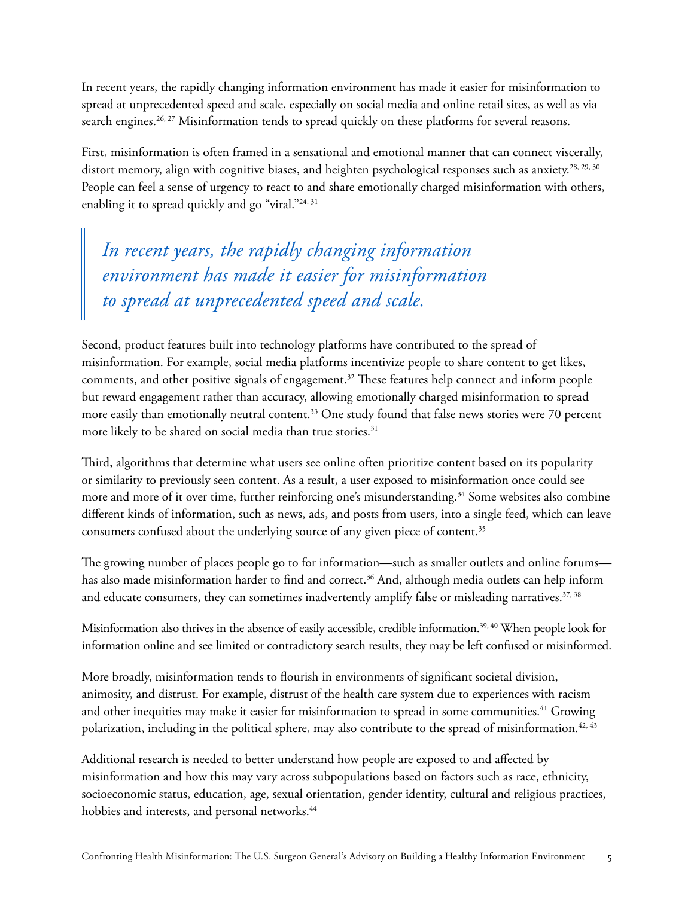In recent years, the rapidly changing information environment has made it easier for misinformation to spread at unprecedented speed and scale, especially on social media and online retail sites, as well as via search engines.[26, 27] Misinformation tends to spread quickly on these platforms for several reasons.

First, misinformation is often framed in a sensational and emotional manner that can connect viscerally, distort memory, align with cognitive biases, and heighten psychological responses such as anxiety.[28, 29, 30] People can feel a sense of urgency to react to and share emotionally charged misinformation with others, enabling it to spread quickly and go "viral."[24, 31]

> *In recent years, the rapidly changing information environment has made it easier for misinformation to spread at unprecedented speed and scale.*

Second, product features built into technology platforms have contributed to the spread of misinformation. For example, social media platforms incentivize people to share content to get likes, comments, and other positive signals of engagement.[32] These features help connect and inform people but reward engagement rather than accuracy, allowing emotionally charged misinformation to spread more easily than emotionally neutral content.[33] One study found that false news stories were 70 percent more likely to be shared on social media than true stories.[31]

Third, algorithms that determine what users see online often prioritize content based on its popularity or similarity to previously seen content. As a result, a user exposed to misinformation once could see more and more of it over time, further reinforcing one's misunderstanding.[34] Some websites also combine different kinds of information, such as news, ads, and posts from users, into a single feed, which can leave consumers confused about the underlying source of any given piece of content.[35]

The growing number of places people go to for information—such as smaller outlets and online forums—has also made misinformation harder to find and correct.[36] And, although media outlets can help inform and educate consumers, they can sometimes inadvertently amplify false or misleading narratives.[37, 38]

Misinformation also thrives in the absence of easily accessible, credible information.[39, 40] When people look for information online and see limited or contradictory search results, they may be left confused or misinformed.

More broadly, misinformation tends to flourish in environments of significant societal division, animosity, and distrust. For example, distrust of the health care system due to experiences with racism and other inequities may make it easier for misinformation to spread in some communities.[41] Growing polarization, including in the political sphere, may also contribute to the spread of misinformation.[42, 43]

Additional research is needed to better understand how people are exposed to and affected by misinformation and how this may vary across subpopulations based on factors such as race, ethnicity, socioeconomic status, education, age, sexual orientation, gender identity, cultural and religious practices, hobbies and interests, and personal networks.[44]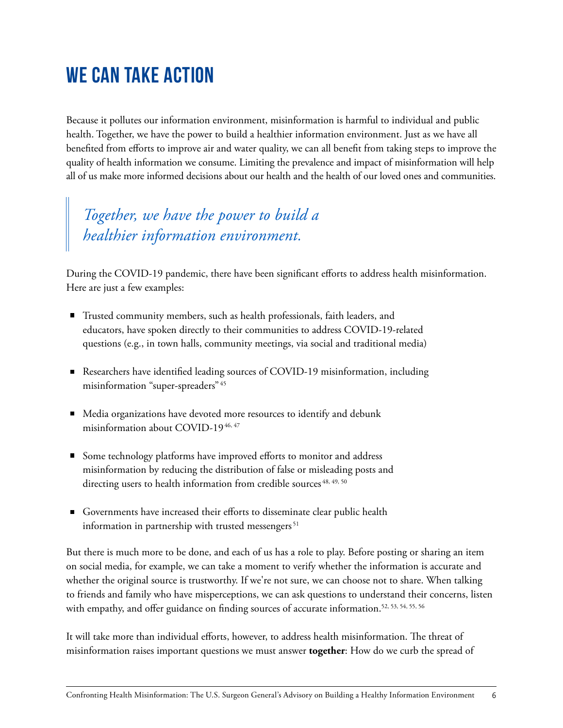# WE CAN TAKE ACTION

Because it pollutes our information environment, misinformation is harmful to individual and public health. Together, we have the power to build a healthier information environment. Just as we have all benefited from efforts to improve air and water quality, we can all benefit from taking steps to improve the quality of health information we consume. Limiting the prevalence and impact of misinformation will help all of us make more informed decisions about our health and the health of our loved ones and communities.

> *Together, we have the power to build a healthier information environment.*

During the COVID-19 pandemic, there have been significant efforts to address health misinformation. Here are just a few examples:

- Trusted community members, such as health professionals, faith leaders, and educators, have spoken directly to their communities to address COVID-19-related questions (e.g., in town halls, community meetings, via social and traditional media)
- Researchers have identified leading sources of COVID-19 misinformation, including misinformation "super-spreaders"[45]
- Media organizations have devoted more resources to identify and debunk misinformation about COVID-19[46, 47]
- Some technology platforms have improved efforts to monitor and address misinformation by reducing the distribution of false or misleading posts and directing users to health information from credible sources[48, 49, 50]
- Governments have increased their efforts to disseminate clear public health information in partnership with trusted messengers[51]

But there is much more to be done, and each of us has a role to play. Before posting or sharing an item on social media, for example, we can take a moment to verify whether the information is accurate and whether the original source is trustworthy. If we're not sure, we can choose not to share. When talking to friends and family who have misperceptions, we can ask questions to understand their concerns, listen with empathy, and offer guidance on finding sources of accurate information.[52, 53, 54, 55, 56]

It will take more than individual efforts, however, to address health misinformation. The threat of misinformation raises important questions we must answer **together**: How do we curb the spread of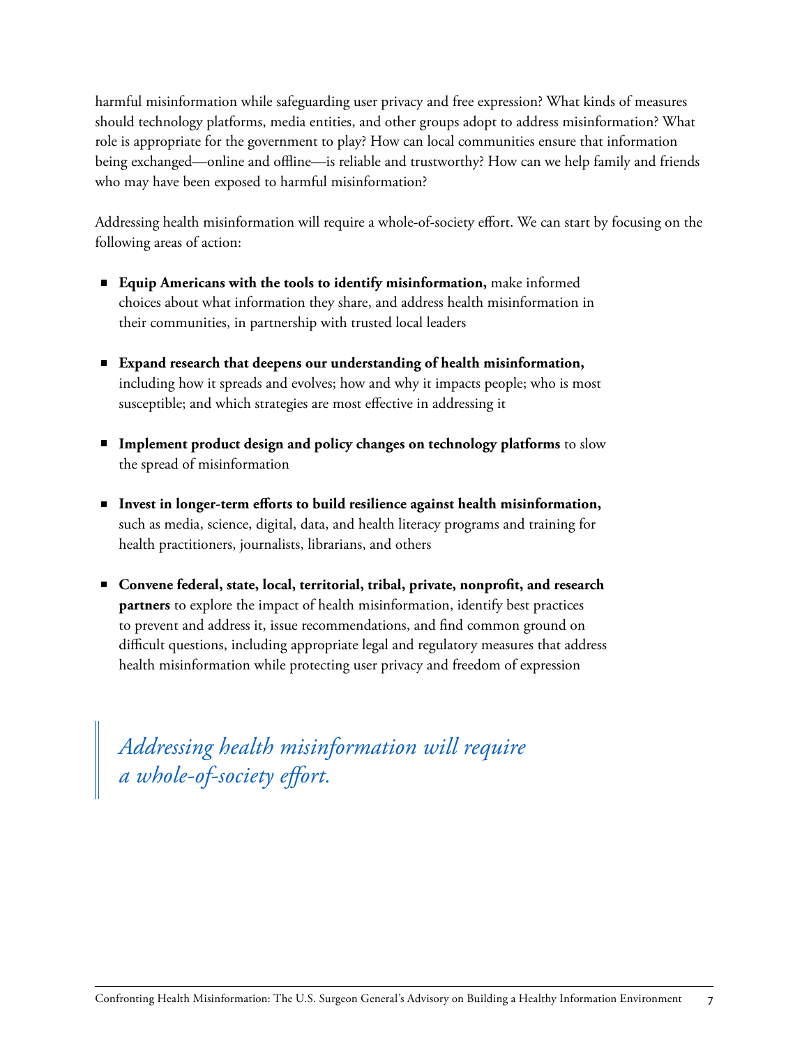harmful misinformation while safeguarding user privacy and free expression? What kinds of measures should technology platforms, media entities, and other groups adopt to address misinformation? What role is appropriate for the government to play? How can local communities ensure that information being exchanged—online and offline—is reliable and trustworthy? How can we help family and friends who may have been exposed to harmful misinformation?

Addressing health misinformation will require a whole-of-society effort. We can start by focusing on the following areas of action:

- **Equip Americans with the tools to identify misinformation,** make informed choices about what information they share, and address health misinformation in their communities, in partnership with trusted local leaders
- **Expand research that deepens our understanding of health misinformation,** including how it spreads and evolves; how and why it impacts people; who is most susceptible; and which strategies are most effective in addressing it
- **Implement product design and policy changes on technology platforms** to slow the spread of misinformation
- **Invest in longer-term efforts to build resilience against health misinformation,** such as media, science, digital, data, and health literacy programs and training for health practitioners, journalists, librarians, and others
- **Convene federal, state, local, territorial, tribal, private, nonprofit, and research partners** to explore the impact of health misinformation, identify best practices to prevent and address it, issue recommendations, and find common ground on difficult questions, including appropriate legal and regulatory measures that address health misinformation while protecting user privacy and freedom of expression

> *Addressing health misinformation will require a whole-of-society effort.*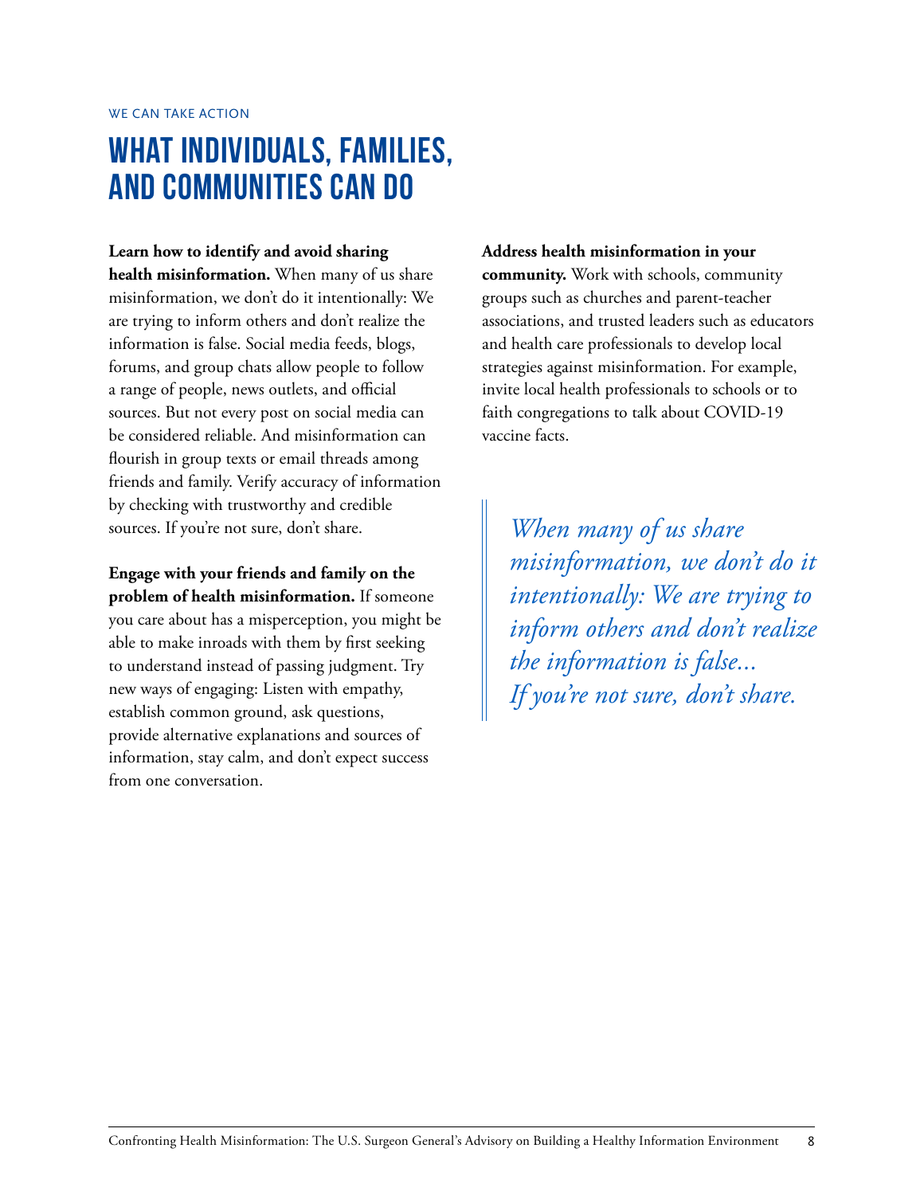WE CAN TAKE ACTION

# WHAT INDIVIDUALS, FAMILIES, AND COMMUNITIES CAN DO

**Learn how to identify and avoid sharing health misinformation.** When many of us share misinformation, we don't do it intentionally: We are trying to inform others and don't realize the information is false. Social media feeds, blogs, forums, and group chats allow people to follow a range of people, news outlets, and official sources. But not every post on social media can be considered reliable. And misinformation can flourish in group texts or email threads among friends and family. Verify accuracy of information by checking with trustworthy and credible sources. If you're not sure, don't share.

**Engage with your friends and family on the problem of health misinformation.** If someone you care about has a misperception, you might be able to make inroads with them by first seeking to understand instead of passing judgment. Try new ways of engaging: Listen with empathy, establish common ground, ask questions, provide alternative explanations and sources of information, stay calm, and don't expect success from one conversation.

**Address health misinformation in your community.** Work with schools, community groups such as churches and parent-teacher associations, and trusted leaders such as educators and health care professionals to develop local strategies against misinformation. For example, invite local health professionals to schools or to faith congregations to talk about COVID-19 vaccine facts.

> *When many of us share misinformation, we don't do it intentionally: We are trying to inform others and don't realize the information is false... If you're not sure, don't share.*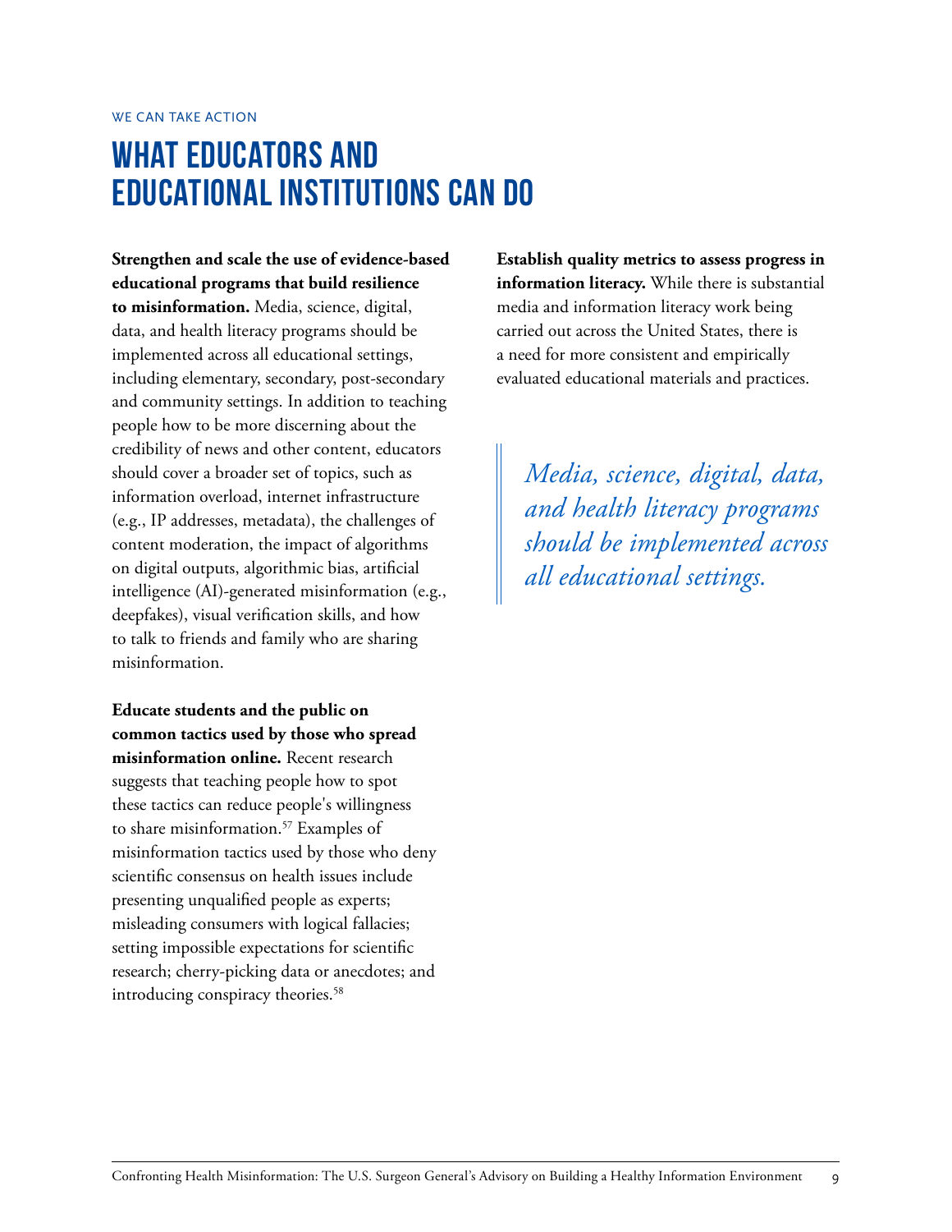WE CAN TAKE ACTION

# WHAT EDUCATORS AND EDUCATIONAL INSTITUTIONS CAN DO

**Strengthen and scale the use of evidence-based educational programs that build resilience to misinformation.** Media, science, digital, data, and health literacy programs should be implemented across all educational settings, including elementary, secondary, post-secondary and community settings. In addition to teaching people how to be more discerning about the credibility of news and other content, educators should cover a broader set of topics, such as information overload, internet infrastructure (e.g., IP addresses, metadata), the challenges of content moderation, the impact of algorithms on digital outputs, algorithmic bias, artificial intelligence (AI)-generated misinformation (e.g., deepfakes), visual verification skills, and how to talk to friends and family who are sharing misinformation.

**Educate students and the public on common tactics used by those who spread misinformation online.** Recent research suggests that teaching people how to spot these tactics can reduce people's willingness to share misinformation.[57] Examples of misinformation tactics used by those who deny scientific consensus on health issues include presenting unqualified people as experts; misleading consumers with logical fallacies; setting impossible expectations for scientific research; cherry-picking data or anecdotes; and introducing conspiracy theories.[58]

**Establish quality metrics to assess progress in information literacy.** While there is substantial media and information literacy work being carried out across the United States, there is a need for more consistent and empirically evaluated educational materials and practices.

> *Media, science, digital, data, and health literacy programs should be implemented across all educational settings.*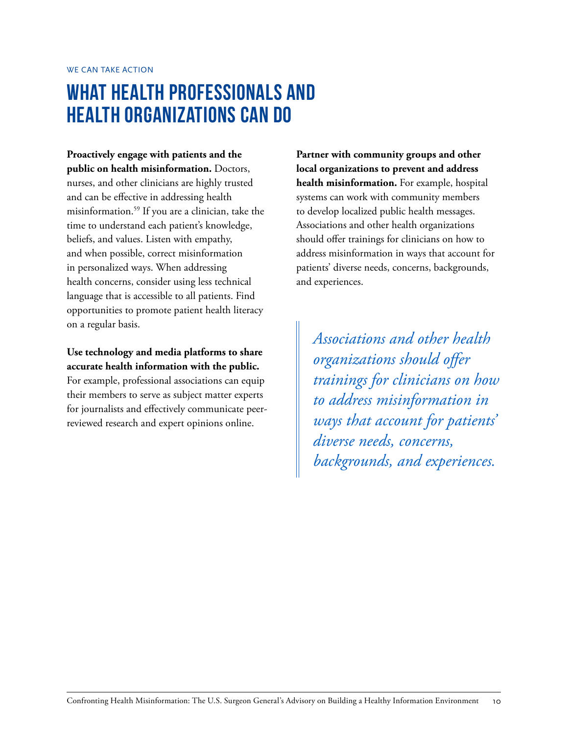WE CAN TAKE ACTION

# What Health Professionals and Health Organizations Can Do

**Proactively engage with patients and the public on health misinformation.** Doctors, nurses, and other clinicians are highly trusted and can be effective in addressing health misinformation.[59] If you are a clinician, take the time to understand each patient's knowledge, beliefs, and values. Listen with empathy, and when possible, correct misinformation in personalized ways. When addressing health concerns, consider using less technical language that is accessible to all patients. Find opportunities to promote patient health literacy on a regular basis.

**Use technology and media platforms to share accurate health information with the public.** For example, professional associations can equip their members to serve as subject matter experts for journalists and effectively communicate peer-reviewed research and expert opinions online.

**Partner with community groups and other local organizations to prevent and address health misinformation.** For example, hospital systems can work with community members to develop localized public health messages. Associations and other health organizations should offer trainings for clinicians on how to address misinformation in ways that account for patients' diverse needs, concerns, backgrounds, and experiences.

> *Associations and other health organizations should offer trainings for clinicians on how to address misinformation in ways that account for patients' diverse needs, concerns, backgrounds, and experiences.*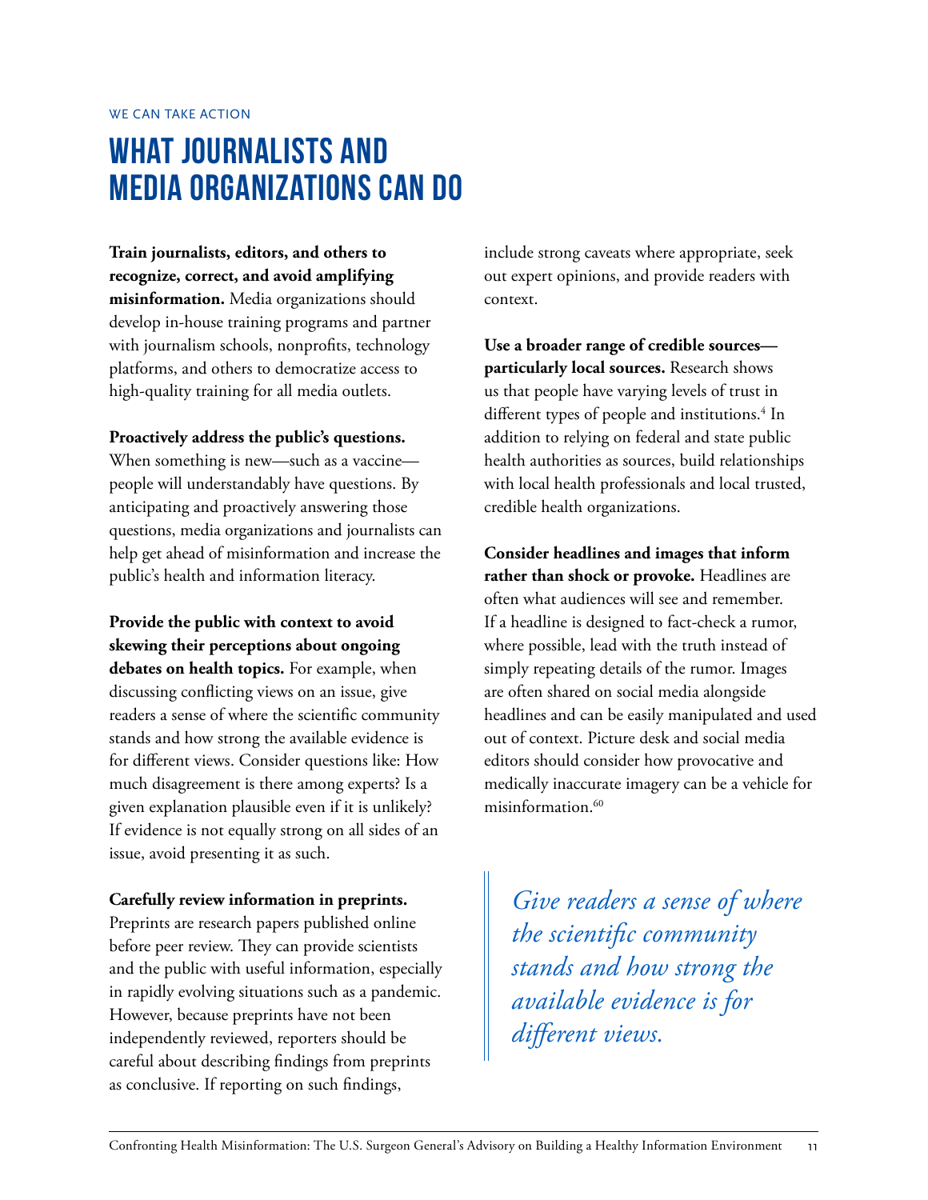WE CAN TAKE ACTION

# WHAT JOURNALISTS AND MEDIA ORGANIZATIONS CAN DO

**Train journalists, editors, and others to recognize, correct, and avoid amplifying misinformation.** Media organizations should develop in-house training programs and partner with journalism schools, nonprofits, technology platforms, and others to democratize access to high-quality training for all media outlets.

**Proactively address the public's questions.** When something is new—such as a vaccine—people will understandably have questions. By anticipating and proactively answering those questions, media organizations and journalists can help get ahead of misinformation and increase the public's health and information literacy.

**Provide the public with context to avoid skewing their perceptions about ongoing debates on health topics.** For example, when discussing conflicting views on an issue, give readers a sense of where the scientific community stands and how strong the available evidence is for different views. Consider questions like: How much disagreement is there among experts? Is a given explanation plausible even if it is unlikely? If evidence is not equally strong on all sides of an issue, avoid presenting it as such.

**Carefully review information in preprints.** Preprints are research papers published online before peer review. They can provide scientists and the public with useful information, especially in rapidly evolving situations such as a pandemic. However, because preprints have not been independently reviewed, reporters should be careful about describing findings from preprints as conclusive. If reporting on such findings, include strong caveats where appropriate, seek out expert opinions, and provide readers with context.

**Use a broader range of credible sources—particularly local sources.** Research shows us that people have varying levels of trust in different types of people and institutions.[4] In addition to relying on federal and state public health authorities as sources, build relationships with local health professionals and local trusted, credible health organizations.

**Consider headlines and images that inform rather than shock or provoke.** Headlines are often what audiences will see and remember. If a headline is designed to fact-check a rumor, where possible, lead with the truth instead of simply repeating details of the rumor. Images are often shared on social media alongside headlines and can be easily manipulated and used out of context. Picture desk and social media editors should consider how provocative and medically inaccurate imagery can be a vehicle for misinformation.[60]

> *Give readers a sense of where the scientific community stands and how strong the available evidence is for different views.*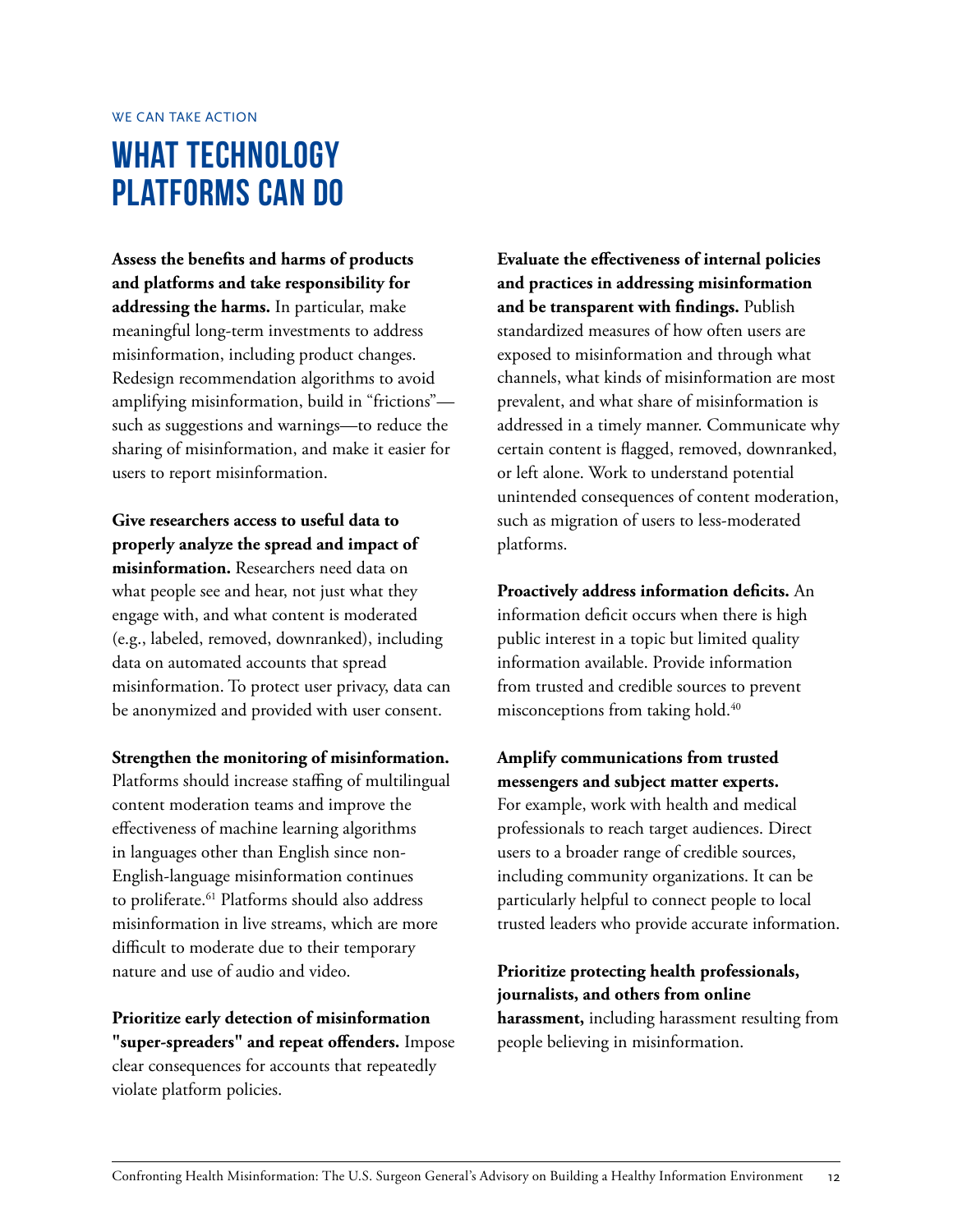WE CAN TAKE ACTION

# WHAT TECHNOLOGY PLATFORMS CAN DO

**Assess the benefits and harms of products and platforms and take responsibility for addressing the harms.** In particular, make meaningful long-term investments to address misinformation, including product changes. Redesign recommendation algorithms to avoid amplifying misinformation, build in "frictions"—such as suggestions and warnings—to reduce the sharing of misinformation, and make it easier for users to report misinformation.

**Give researchers access to useful data to properly analyze the spread and impact of misinformation.** Researchers need data on what people see and hear, not just what they engage with, and what content is moderated (e.g., labeled, removed, downranked), including data on automated accounts that spread misinformation. To protect user privacy, data can be anonymized and provided with user consent.

**Strengthen the monitoring of misinformation.** Platforms should increase staffing of multilingual content moderation teams and improve the effectiveness of machine learning algorithms in languages other than English since non-English-language misinformation continues to proliferate.[61] Platforms should also address misinformation in live streams, which are more difficult to moderate due to their temporary nature and use of audio and video.

**Prioritize early detection of misinformation "super-spreaders" and repeat offenders.** Impose clear consequences for accounts that repeatedly violate platform policies.

**Evaluate the effectiveness of internal policies and practices in addressing misinformation and be transparent with findings.** Publish standardized measures of how often users are exposed to misinformation and through what channels, what kinds of misinformation are most prevalent, and what share of misinformation is addressed in a timely manner. Communicate why certain content is flagged, removed, downranked, or left alone. Work to understand potential unintended consequences of content moderation, such as migration of users to less-moderated platforms.

**Proactively address information deficits.** An information deficit occurs when there is high public interest in a topic but limited quality information available. Provide information from trusted and credible sources to prevent misconceptions from taking hold.[40]

**Amplify communications from trusted messengers and subject matter experts.** For example, work with health and medical professionals to reach target audiences. Direct users to a broader range of credible sources, including community organizations. It can be particularly helpful to connect people to local trusted leaders who provide accurate information.

**Prioritize protecting health professionals, journalists, and others from online harassment,** including harassment resulting from people believing in misinformation.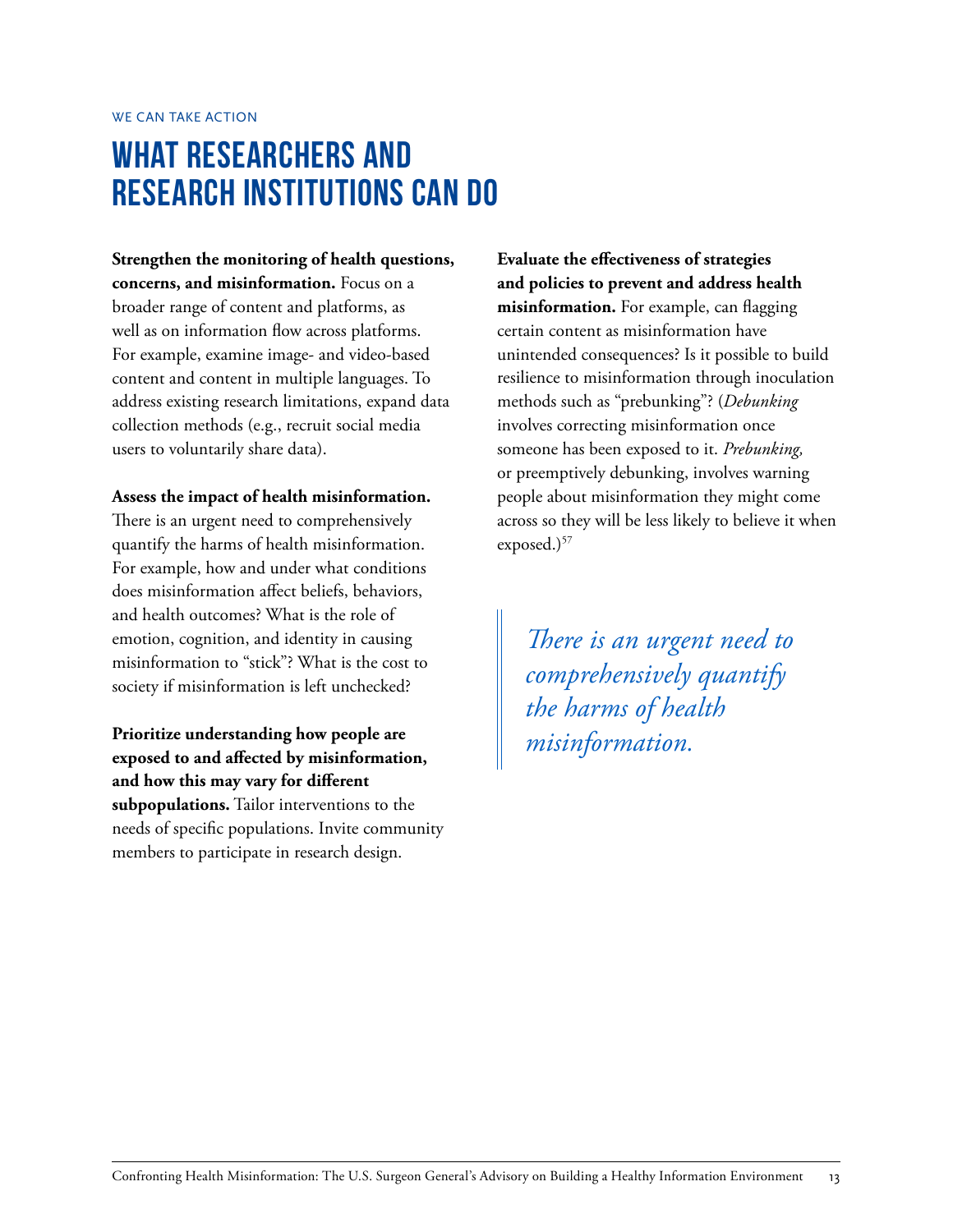WE CAN TAKE ACTION

# WHAT RESEARCHERS AND RESEARCH INSTITUTIONS CAN DO

**Strengthen the monitoring of health questions, concerns, and misinformation.** Focus on a broader range of content and platforms, as well as on information flow across platforms. For example, examine image- and video-based content and content in multiple languages. To address existing research limitations, expand data collection methods (e.g., recruit social media users to voluntarily share data).

**Assess the impact of health misinformation.** There is an urgent need to comprehensively quantify the harms of health misinformation. For example, how and under what conditions does misinformation affect beliefs, behaviors, and health outcomes? What is the role of emotion, cognition, and identity in causing misinformation to "stick"? What is the cost to society if misinformation is left unchecked?

**Prioritize understanding how people are exposed to and affected by misinformation, and how this may vary for different subpopulations.** Tailor interventions to the needs of specific populations. Invite community members to participate in research design.

**Evaluate the effectiveness of strategies and policies to prevent and address health misinformation.** For example, can flagging certain content as misinformation have unintended consequences? Is it possible to build resilience to misinformation through inoculation methods such as "prebunking"? (*Debunking* involves correcting misinformation once someone has been exposed to it. *Prebunking,* or preemptively debunking, involves warning people about misinformation they might come across so they will be less likely to believe it when exposed.)[57]

> *There is an urgent need to comprehensively quantify the harms of health misinformation.*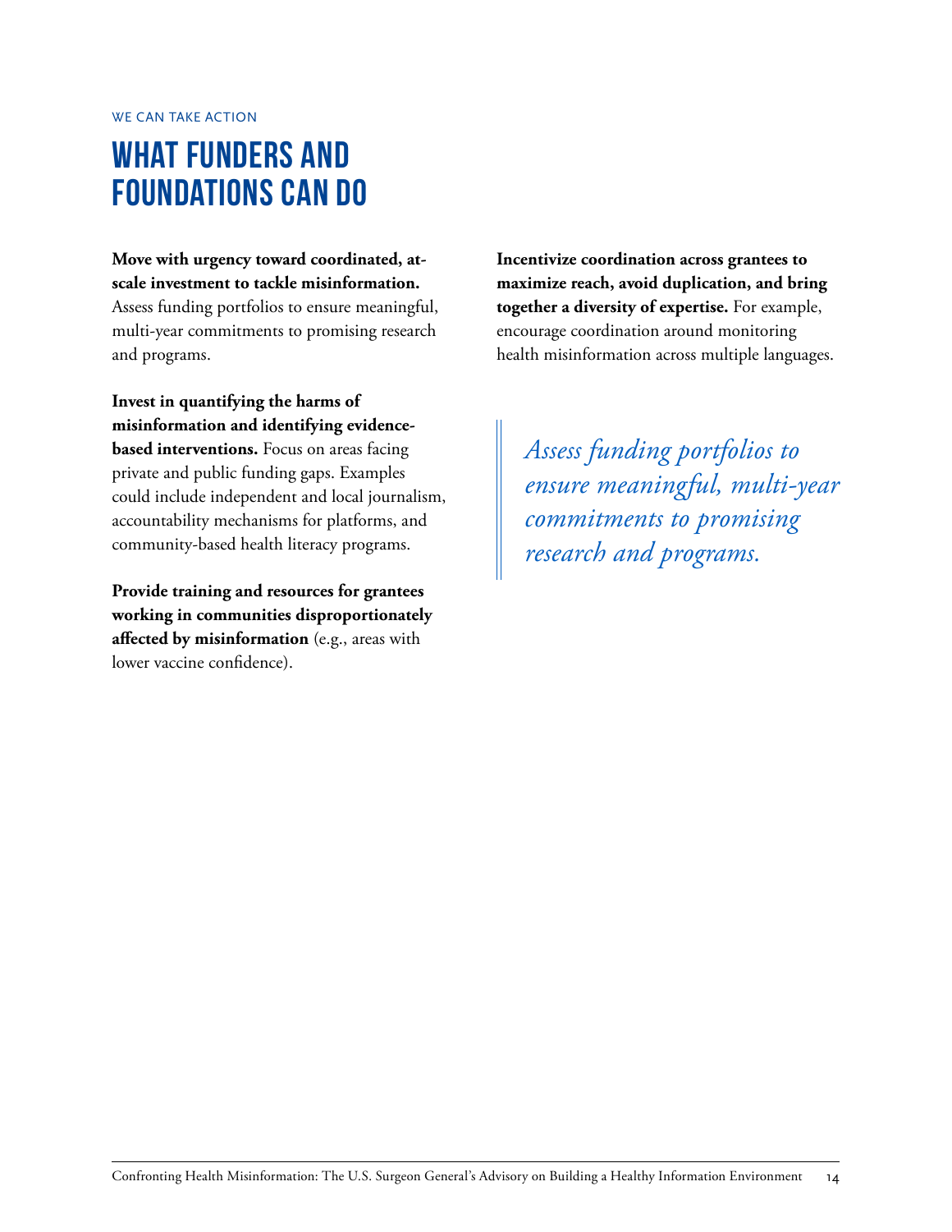WE CAN TAKE ACTION

# WHAT FUNDERS AND FOUNDATIONS CAN DO

**Move with urgency toward coordinated, at-scale investment to tackle misinformation.** Assess funding portfolios to ensure meaningful, multi-year commitments to promising research and programs.

**Invest in quantifying the harms of misinformation and identifying evidence-based interventions.** Focus on areas facing private and public funding gaps. Examples could include independent and local journalism, accountability mechanisms for platforms, and community-based health literacy programs.

**Provide training and resources for grantees working in communities disproportionately affected by misinformation** (e.g., areas with lower vaccine confidence).

**Incentivize coordination across grantees to maximize reach, avoid duplication, and bring together a diversity of expertise.** For example, encourage coordination around monitoring health misinformation across multiple languages.

> *Assess funding portfolios to ensure meaningful, multi-year commitments to promising research and programs.*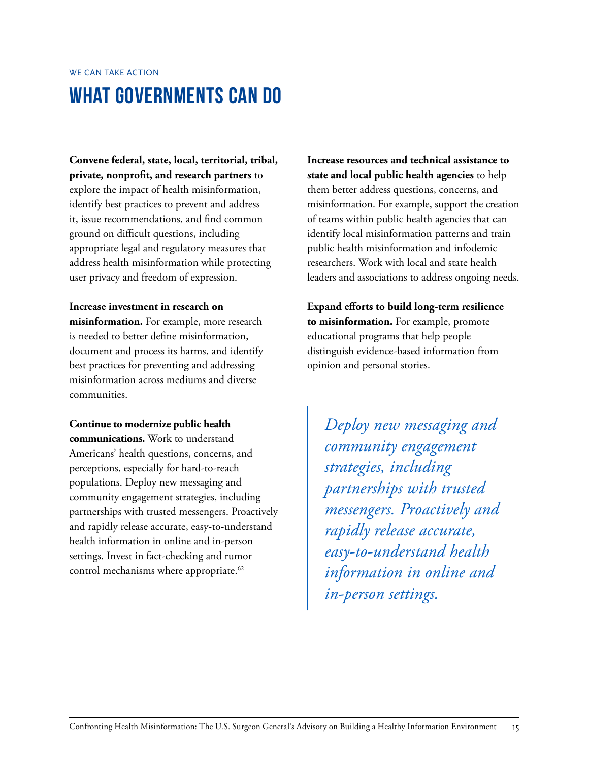WE CAN TAKE ACTION

# WHAT GOVERNMENTS CAN DO

**Convene federal, state, local, territorial, tribal, private, nonprofit, and research partners** to explore the impact of health misinformation, identify best practices to prevent and address it, issue recommendations, and find common ground on difficult questions, including appropriate legal and regulatory measures that address health misinformation while protecting user privacy and freedom of expression.

**Increase investment in research on misinformation.** For example, more research is needed to better define misinformation, document and process its harms, and identify best practices for preventing and addressing misinformation across mediums and diverse communities.

**Continue to modernize public health communications.** Work to understand Americans' health questions, concerns, and perceptions, especially for hard-to-reach populations. Deploy new messaging and community engagement strategies, including partnerships with trusted messengers. Proactively and rapidly release accurate, easy-to-understand health information in online and in-person settings. Invest in fact-checking and rumor control mechanisms where appropriate.[62]

**Increase resources and technical assistance to state and local public health agencies** to help them better address questions, concerns, and misinformation. For example, support the creation of teams within public health agencies that can identify local misinformation patterns and train public health misinformation and infodemic researchers. Work with local and state health leaders and associations to address ongoing needs.

**Expand efforts to build long-term resilience to misinformation.** For example, promote educational programs that help people distinguish evidence-based information from opinion and personal stories.

> *Deploy new messaging and community engagement strategies, including partnerships with trusted messengers. Proactively and rapidly release accurate, easy-to-understand health information in online and in-person settings.*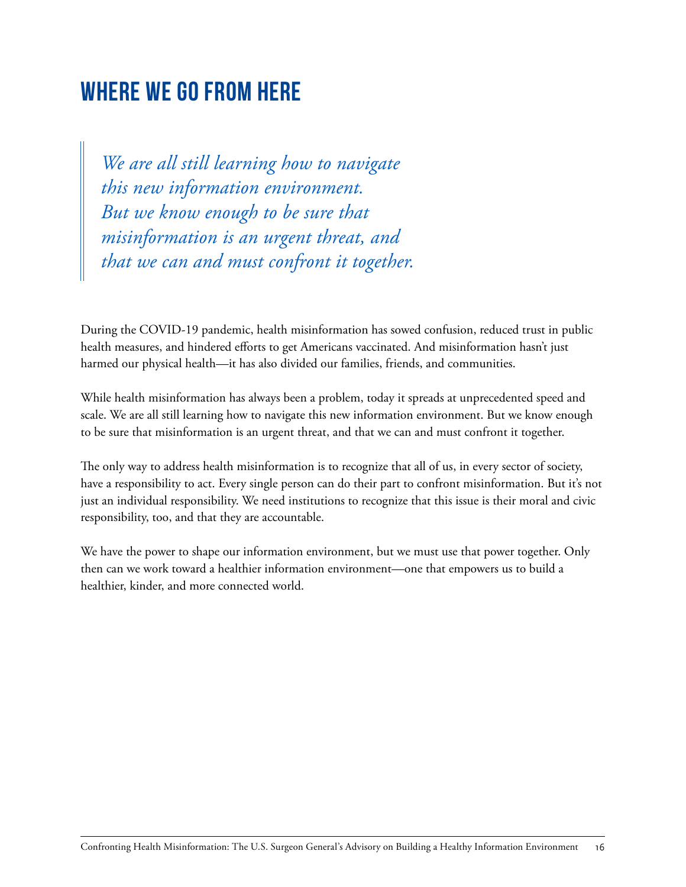# Where We Go From Here

> *We are all still learning how to navigate this new information environment. But we know enough to be sure that misinformation is an urgent threat, and that we can and must confront it together.*

During the COVID-19 pandemic, health misinformation has sowed confusion, reduced trust in public health measures, and hindered efforts to get Americans vaccinated. And misinformation hasn't just harmed our physical health—it has also divided our families, friends, and communities.

While health misinformation has always been a problem, today it spreads at unprecedented speed and scale. We are all still learning how to navigate this new information environment. But we know enough to be sure that misinformation is an urgent threat, and that we can and must confront it together.

The only way to address health misinformation is to recognize that all of us, in every sector of society, have a responsibility to act. Every single person can do their part to confront misinformation. But it's not just an individual responsibility. We need institutions to recognize that this issue is their moral and civic responsibility, too, and that they are accountable.

We have the power to shape our information environment, but we must use that power together. Only then can we work toward a healthier information environment—one that empowers us to build a healthier, kinder, and more connected world.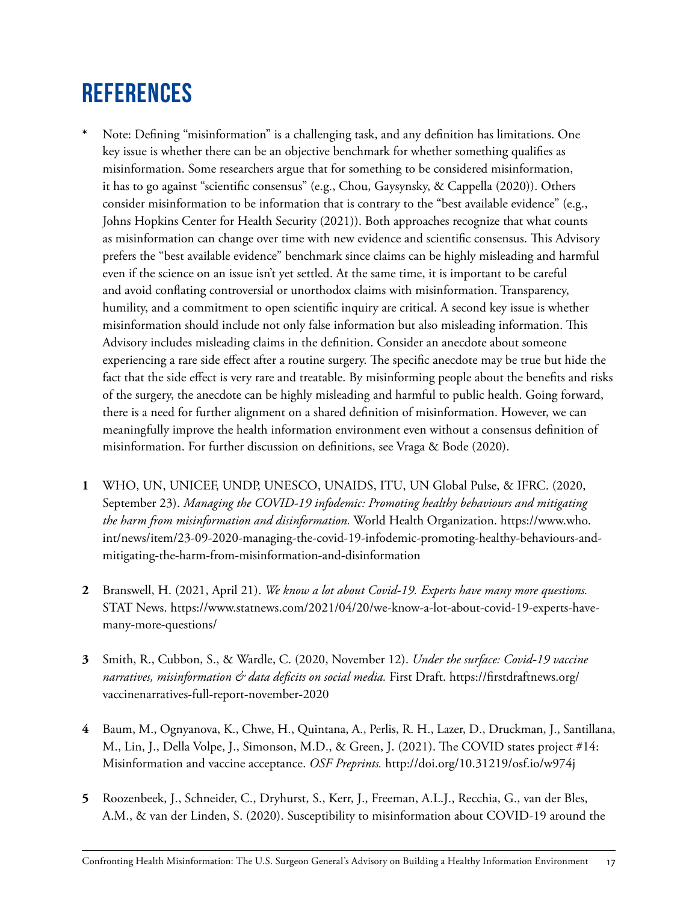# REFERENCES

* Note: Defining "misinformation" is a challenging task, and any definition has limitations. One key issue is whether there can be an objective benchmark for whether something qualifies as misinformation. Some researchers argue that for something to be considered misinformation, it has to go against "scientific consensus" (e.g., Chou, Gaysynsky, & Cappella (2020)). Others consider misinformation to be information that is contrary to the "best available evidence" (e.g., Johns Hopkins Center for Health Security (2021)). Both approaches recognize that what counts as misinformation can change over time with new evidence and scientific consensus. This Advisory prefers the "best available evidence" benchmark since claims can be highly misleading and harmful even if the science on an issue isn't yet settled. At the same time, it is important to be careful and avoid conflating controversial or unorthodox claims with misinformation. Transparency, humility, and a commitment to open scientific inquiry are critical. A second key issue is whether misinformation should include not only false information but also misleading information. This Advisory includes misleading claims in the definition. Consider an anecdote about someone experiencing a rare side effect after a routine surgery. The specific anecdote may be true but hide the fact that the side effect is very rare and treatable. By misinforming people about the benefits and risks of the surgery, the anecdote can be highly misleading and harmful to public health. Going forward, there is a need for further alignment on a shared definition of misinformation. However, we can meaningfully improve the health information environment even without a consensus definition of misinformation. For further discussion on definitions, see Vraga & Bode (2020).

**1** WHO, UN, UNICEF, UNDP, UNESCO, UNAIDS, ITU, UN Global Pulse, & IFRC. (2020, September 23). *Managing the COVID-19 infodemic: Promoting healthy behaviours and mitigating the harm from misinformation and disinformation.* World Health Organization. https://www.who.int/news/item/23-09-2020-managing-the-covid-19-infodemic-promoting-healthy-behaviours-and-mitigating-the-harm-from-misinformation-and-disinformation

**2** Branswell, H. (2021, April 21). *We know a lot about Covid-19. Experts have many more questions.* STAT News. https://www.statnews.com/2021/04/20/we-know-a-lot-about-covid-19-experts-have-many-more-questions/

**3** Smith, R., Cubbon, S., & Wardle, C. (2020, November 12). *Under the surface: Covid-19 vaccine narratives, misinformation & data deficits on social media.* First Draft. https://firstdraftnews.org/vaccinenarratives-full-report-november-2020

**4** Baum, M., Ognyanova, K., Chwe, H., Quintana, A., Perlis, R. H., Lazer, D., Druckman, J., Santillana, M., Lin, J., Della Volpe, J., Simonson, M.D., & Green, J. (2021). The COVID states project #14: Misinformation and vaccine acceptance. *OSF Preprints.* http://doi.org/10.31219/osf.io/w974j

**5** Roozenbeek, J., Schneider, C., Dryhurst, S., Kerr, J., Freeman, A.L.J., Recchia, G., van der Bles, A.M., & van der Linden, S. (2020). Susceptibility to misinformation about COVID-19 around the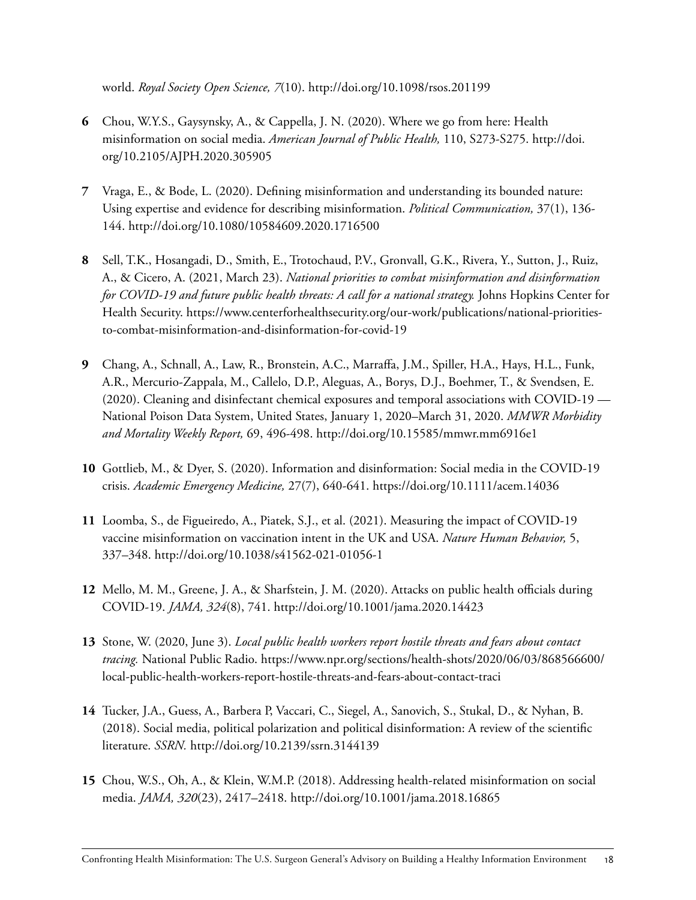world. *Royal Society Open Science, 7*(10). http://doi.org/10.1098/rsos.201199

**6** Chou, W.Y.S., Gaysynsky, A., & Cappella, J. N. (2020). Where we go from here: Health misinformation on social media. *American Journal of Public Health,* 110, S273-S275. http://doi.org/10.2105/AJPH.2020.305905

**7** Vraga, E., & Bode, L. (2020). Defining misinformation and understanding its bounded nature: Using expertise and evidence for describing misinformation. *Political Communication,* 37(1), 136-144. http://doi.org/10.1080/10584609.2020.1716500

**8** Sell, T.K., Hosangadi, D., Smith, E., Trotochaud, P.V., Gronvall, G.K., Rivera, Y., Sutton, J., Ruiz, A., & Cicero, A. (2021, March 23). *National priorities to combat misinformation and disinformation for COVID-19 and future public health threats: A call for a national strategy.* Johns Hopkins Center for Health Security. https://www.centerforhealthsecurity.org/our-work/publications/national-priorities-to-combat-misinformation-and-disinformation-for-covid-19

**9** Chang, A., Schnall, A., Law, R., Bronstein, A.C., Marraffa, J.M., Spiller, H.A., Hays, H.L., Funk, A.R., Mercurio-Zappala, M., Callelo, D.P., Aleguas, A., Borys, D.J., Boehmer, T., & Svendsen, E. (2020). Cleaning and disinfectant chemical exposures and temporal associations with COVID-19 — National Poison Data System, United States, January 1, 2020–March 31, 2020. *MMWR Morbidity and Mortality Weekly Report,* 69, 496-498. http://doi.org/10.15585/mmwr.mm6916e1

**10** Gottlieb, M., & Dyer, S. (2020). Information and disinformation: Social media in the COVID-19 crisis. *Academic Emergency Medicine,* 27(7), 640-641. https://doi.org/10.1111/acem.14036

**11** Loomba, S., de Figueiredo, A., Piatek, S.J., et al. (2021). Measuring the impact of COVID-19 vaccine misinformation on vaccination intent in the UK and USA. *Nature Human Behavior,* 5, 337–348. http://doi.org/10.1038/s41562-021-01056-1

**12** Mello, M. M., Greene, J. A., & Sharfstein, J. M. (2020). Attacks on public health officials during COVID-19. *JAMA, 324*(8), 741. http://doi.org/10.1001/jama.2020.14423

**13** Stone, W. (2020, June 3). *Local public health workers report hostile threats and fears about contact tracing.* National Public Radio. https://www.npr.org/sections/health-shots/2020/06/03/868566600/local-public-health-workers-report-hostile-threats-and-fears-about-contact-traci

**14** Tucker, J.A., Guess, A., Barbera P, Vaccari, C., Siegel, A., Sanovich, S., Stukal, D., & Nyhan, B. (2018). Social media, political polarization and political disinformation: A review of the scientific literature. *SSRN.* http://doi.org/10.2139/ssrn.3144139

**15** Chou, W.S., Oh, A., & Klein, W.M.P. (2018). Addressing health-related misinformation on social media. *JAMA, 320*(23), 2417–2418. http://doi.org/10.1001/jama.2018.16865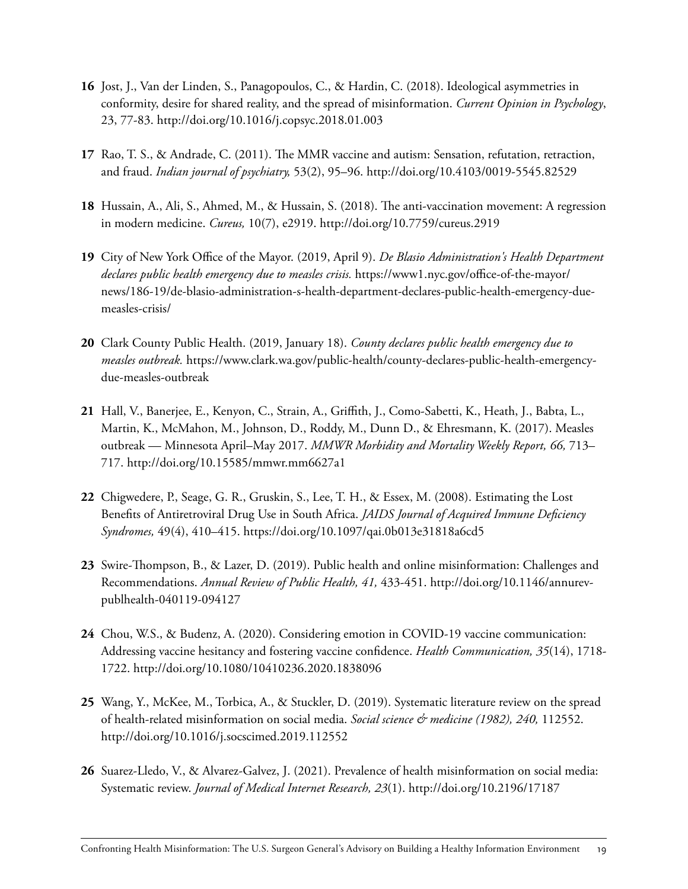**16** Jost, J., Van der Linden, S., Panagopoulos, C., & Hardin, C. (2018). Ideological asymmetries in conformity, desire for shared reality, and the spread of misinformation. *Current Opinion in Psychology*, 23, 77-83. http://doi.org/10.1016/j.copsyc.2018.01.003

**17** Rao, T. S., & Andrade, C. (2011). The MMR vaccine and autism: Sensation, refutation, retraction, and fraud. *Indian journal of psychiatry,* 53(2), 95–96. http://doi.org/10.4103/0019-5545.82529

**18** Hussain, A., Ali, S., Ahmed, M., & Hussain, S. (2018). The anti-vaccination movement: A regression in modern medicine. *Cureus,* 10(7), e2919. http://doi.org/10.7759/cureus.2919

**19** City of New York Office of the Mayor. (2019, April 9). *De Blasio Administration's Health Department declares public health emergency due to measles crisis.* https://www1.nyc.gov/office-of-the-mayor/news/186-19/de-blasio-administration-s-health-department-declares-public-health-emergency-due-measles-crisis/

**20** Clark County Public Health. (2019, January 18). *County declares public health emergency due to measles outbreak.* https://www.clark.wa.gov/public-health/county-declares-public-health-emergency-due-measles-outbreak

**21** Hall, V., Banerjee, E., Kenyon, C., Strain, A., Griffith, J., Como-Sabetti, K., Heath, J., Babta, L., Martin, K., McMahon, M., Johnson, D., Roddy, M., Dunn D., & Ehresmann, K. (2017). Measles outbreak — Minnesota April–May 2017. *MMWR Morbidity and Mortality Weekly Report, 66,* 713–717. http://doi.org/10.15585/mmwr.mm6627a1

**22** Chigwedere, P., Seage, G. R., Gruskin, S., Lee, T. H., & Essex, M. (2008). Estimating the Lost Benefits of Antiretroviral Drug Use in South Africa. *JAIDS Journal of Acquired Immune Deficiency Syndromes,* 49(4), 410–415. https://doi.org/10.1097/qai.0b013e31818a6cd5

**23** Swire-Thompson, B., & Lazer, D. (2019). Public health and online misinformation: Challenges and Recommendations. *Annual Review of Public Health, 41,* 433-451. http://doi.org/10.1146/annurev-publhealth-040119-094127

**24** Chou, W.S., & Budenz, A. (2020). Considering emotion in COVID-19 vaccine communication: Addressing vaccine hesitancy and fostering vaccine confidence. *Health Communication, 35*(14), 1718-1722. http://doi.org/10.1080/10410236.2020.1838096

**25** Wang, Y., McKee, M., Torbica, A., & Stuckler, D. (2019). Systematic literature review on the spread of health-related misinformation on social media. *Social science & medicine (1982), 240,* 112552. http://doi.org/10.1016/j.socscimed.2019.112552

**26** Suarez-Lledo, V., & Alvarez-Galvez, J. (2021). Prevalence of health misinformation on social media: Systematic review. *Journal of Medical Internet Research, 23*(1). http://doi.org/10.2196/17187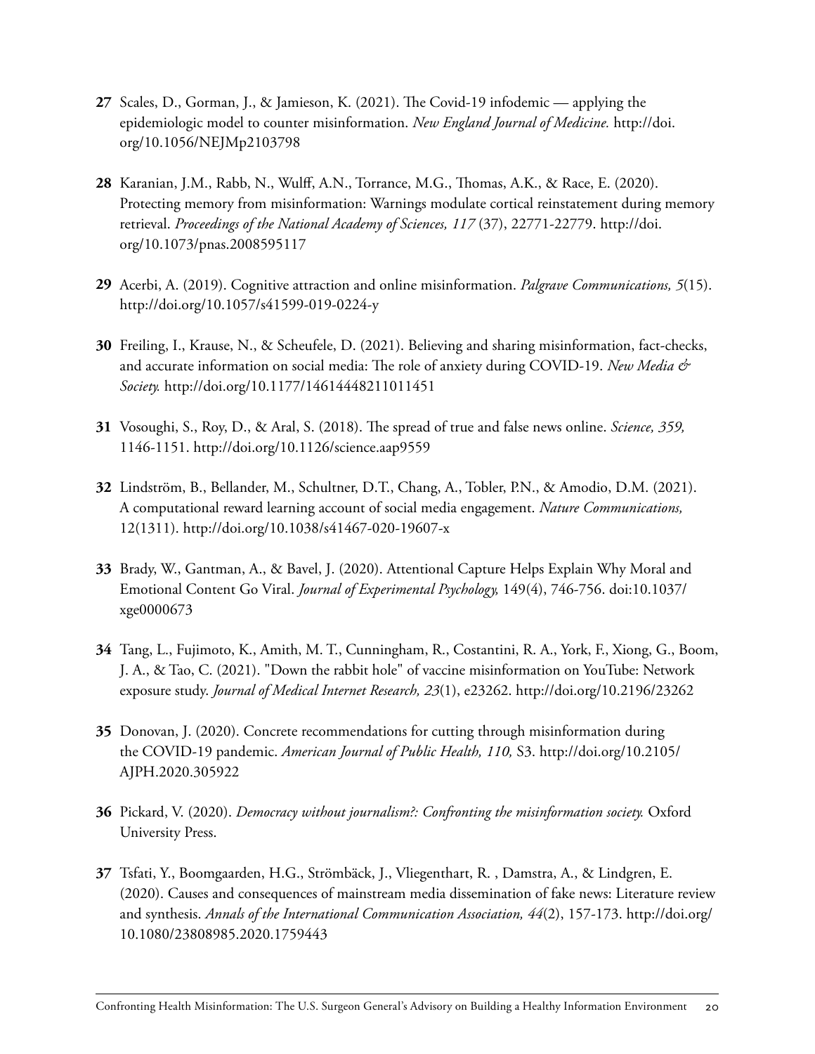**27** Scales, D., Gorman, J., & Jamieson, K. (2021). The Covid-19 infodemic — applying the epidemiologic model to counter misinformation. *New England Journal of Medicine.* http://doi.org/10.1056/NEJMp2103798

**28** Karanian, J.M., Rabb, N., Wulff, A.N., Torrance, M.G., Thomas, A.K., & Race, E. (2020). Protecting memory from misinformation: Warnings modulate cortical reinstatement during memory retrieval. *Proceedings of the National Academy of Sciences, 117* (37), 22771-22779. http://doi.org/10.1073/pnas.2008595117

**29** Acerbi, A. (2019). Cognitive attraction and online misinformation. *Palgrave Communications, 5*(15). http://doi.org/10.1057/s41599-019-0224-y

**30** Freiling, I., Krause, N., & Scheufele, D. (2021). Believing and sharing misinformation, fact-checks, and accurate information on social media: The role of anxiety during COVID-19. *New Media & Society.* http://doi.org/10.1177/14614448211011451

**31** Vosoughi, S., Roy, D., & Aral, S. (2018). The spread of true and false news online. *Science, 359,* 1146-1151. http://doi.org/10.1126/science.aap9559

**32** Lindström, B., Bellander, M., Schultner, D.T., Chang, A., Tobler, P.N., & Amodio, D.M. (2021). A computational reward learning account of social media engagement. *Nature Communications,* 12(1311). http://doi.org/10.1038/s41467-020-19607-x

**33** Brady, W., Gantman, A., & Bavel, J. (2020). Attentional Capture Helps Explain Why Moral and Emotional Content Go Viral. *Journal of Experimental Psychology,* 149(4), 746-756. doi:10.1037/xge0000673

**34** Tang, L., Fujimoto, K., Amith, M. T., Cunningham, R., Costantini, R. A., York, F., Xiong, G., Boom, J. A., & Tao, C. (2021). "Down the rabbit hole" of vaccine misinformation on YouTube: Network exposure study. *Journal of Medical Internet Research, 23*(1), e23262. http://doi.org/10.2196/23262

**35** Donovan, J. (2020). Concrete recommendations for cutting through misinformation during the COVID-19 pandemic. *American Journal of Public Health, 110,* S3. http://doi.org/10.2105/AJPH.2020.305922

**36** Pickard, V. (2020). *Democracy without journalism?: Confronting the misinformation society.* Oxford University Press.

**37** Tsfati, Y., Boomgaarden, H.G., Strömbäck, J., Vliegenthart, R. , Damstra, A., & Lindgren, E. (2020). Causes and consequences of mainstream media dissemination of fake news: Literature review and synthesis. *Annals of the International Communication Association, 44*(2), 157-173. http://doi.org/10.1080/23808985.2020.1759443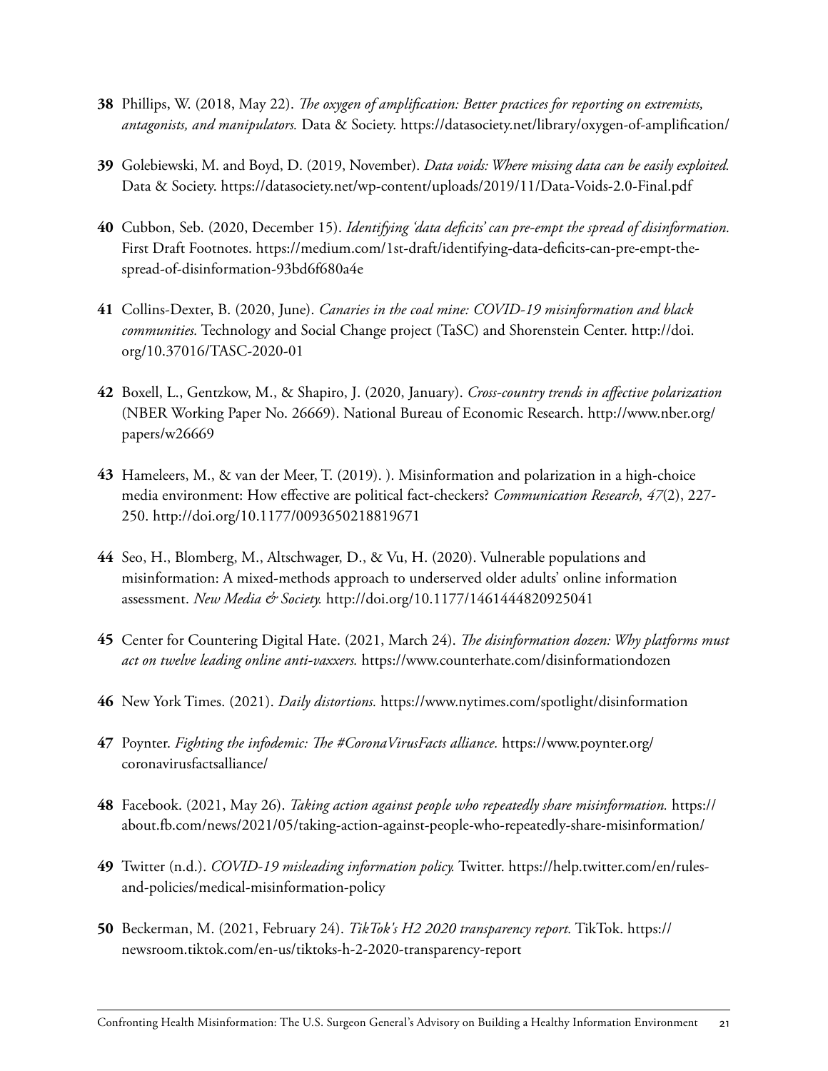**38** Phillips, W. (2018, May 22). *The oxygen of amplification: Better practices for reporting on extremists, antagonists, and manipulators.* Data & Society. https://datasociety.net/library/oxygen-of-amplification/

**39** Golebiewski, M. and Boyd, D. (2019, November). *Data voids: Where missing data can be easily exploited.* Data & Society. https://datasociety.net/wp-content/uploads/2019/11/Data-Voids-2.0-Final.pdf

**40** Cubbon, Seb. (2020, December 15). *Identifying 'data deficits' can pre-empt the spread of disinformation.* First Draft Footnotes. https://medium.com/1st-draft/identifying-data-deficits-can-pre-empt-the-spread-of-disinformation-93bd6f680a4e

**41** Collins-Dexter, B. (2020, June). *Canaries in the coal mine: COVID-19 misinformation and black communities.* Technology and Social Change project (TaSC) and Shorenstein Center. http://doi.org/10.37016/TASC-2020-01

**42** Boxell, L., Gentzkow, M., & Shapiro, J. (2020, January). *Cross-country trends in affective polarization* (NBER Working Paper No. 26669). National Bureau of Economic Research. http://www.nber.org/papers/w26669

**43** Hameleers, M., & van der Meer, T. (2019). ). Misinformation and polarization in a high-choice media environment: How effective are political fact-checkers? *Communication Research, 47*(2), 227-250. http://doi.org/10.1177/0093650218819671

**44** Seo, H., Blomberg, M., Altschwager, D., & Vu, H. (2020). Vulnerable populations and misinformation: A mixed-methods approach to underserved older adults' online information assessment. *New Media & Society.* http://doi.org/10.1177/1461444820925041

**45** Center for Countering Digital Hate. (2021, March 24). *The disinformation dozen: Why platforms must act on twelve leading online anti-vaxxers.* https://www.counterhate.com/disinformationdozen

**46** New York Times. (2021). *Daily distortions.* https://www.nytimes.com/spotlight/disinformation

**47** Poynter. *Fighting the infodemic: The #CoronaVirusFacts alliance.* https://www.poynter.org/coronavirusfactsalliance/

**48** Facebook. (2021, May 26). *Taking action against people who repeatedly share misinformation.* https://about.fb.com/news/2021/05/taking-action-against-people-who-repeatedly-share-misinformation/

**49** Twitter (n.d.). *COVID-19 misleading information policy.* Twitter. https://help.twitter.com/en/rules-and-policies/medical-misinformation-policy

**50** Beckerman, M. (2021, February 24). *TikTok's H2 2020 transparency report.* TikTok. https://newsroom.tiktok.com/en-us/tiktoks-h-2-2020-transparency-report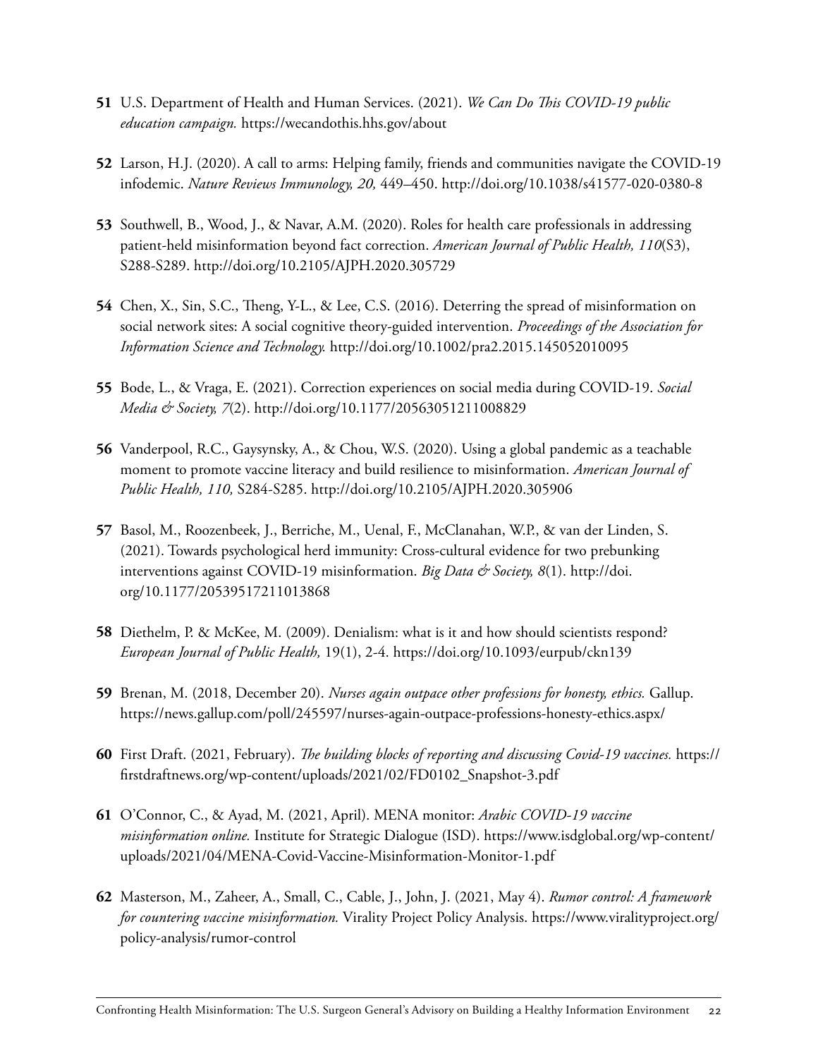**51** U.S. Department of Health and Human Services. (2021). *We Can Do This COVID-19 public education campaign.* https://wecandothis.hhs.gov/about

**52** Larson, H.J. (2020). A call to arms: Helping family, friends and communities navigate the COVID-19 infodemic. *Nature Reviews Immunology, 20,* 449–450. http://doi.org/10.1038/s41577-020-0380-8

**53** Southwell, B., Wood, J., & Navar, A.M. (2020). Roles for health care professionals in addressing patient-held misinformation beyond fact correction. *American Journal of Public Health, 110*(S3), S288-S289. http://doi.org/10.2105/AJPH.2020.305729

**54** Chen, X., Sin, S.C., Theng, Y-L., & Lee, C.S. (2016). Deterring the spread of misinformation on social network sites: A social cognitive theory-guided intervention. *Proceedings of the Association for Information Science and Technology.* http://doi.org/10.1002/pra2.2015.145052010095

**55** Bode, L., & Vraga, E. (2021). Correction experiences on social media during COVID-19. *Social Media & Society, 7*(2). http://doi.org/10.1177/20563051211008829

**56** Vanderpool, R.C., Gaysynsky, A., & Chou, W.S. (2020). Using a global pandemic as a teachable moment to promote vaccine literacy and build resilience to misinformation. *American Journal of Public Health, 110,* S284-S285. http://doi.org/10.2105/AJPH.2020.305906

**57** Basol, M., Roozenbeek, J., Berriche, M., Uenal, F., McClanahan, W.P., & van der Linden, S. (2021). Towards psychological herd immunity: Cross-cultural evidence for two prebunking interventions against COVID-19 misinformation. *Big Data & Society, 8*(1). http://doi.org/10.1177/20539517211013868

**58** Diethelm, P. & McKee, M. (2009). Denialism: what is it and how should scientists respond? *European Journal of Public Health,* 19(1), 2-4. https://doi.org/10.1093/eurpub/ckn139

**59** Brenan, M. (2018, December 20). *Nurses again outpace other professions for honesty, ethics.* Gallup. https://news.gallup.com/poll/245597/nurses-again-outpace-professions-honesty-ethics.aspx/

**60** First Draft. (2021, February). *The building blocks of reporting and discussing Covid-19 vaccines.* https://firstdraftnews.org/wp-content/uploads/2021/02/FD0102_Snapshot-3.pdf

**61** O'Connor, C., & Ayad, M. (2021, April). MENA monitor: *Arabic COVID-19 vaccine misinformation online.* Institute for Strategic Dialogue (ISD). https://www.isdglobal.org/wp-content/uploads/2021/04/MENA-Covid-Vaccine-Misinformation-Monitor-1.pdf

**62** Masterson, M., Zaheer, A., Small, C., Cable, J., John, J. (2021, May 4). *Rumor control: A framework for countering vaccine misinformation.* Virality Project Policy Analysis. https://www.viralityproject.org/policy-analysis/rumor-control